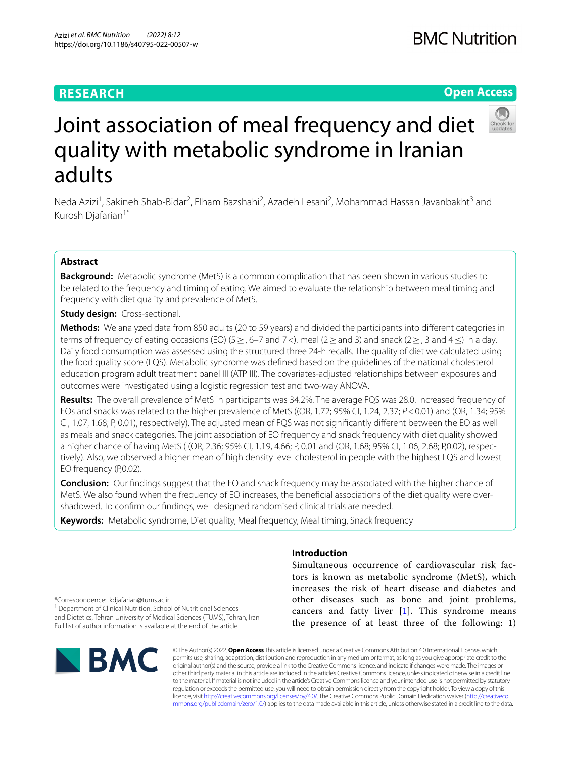**RESEARCH**

**Open Access**

# Joint association of meal frequency and diet quality with metabolic syndrome in Iranian adults

Neda Azizi[1], Sakineh Shab-Bidar[2], Elham Bazshahi[2], Azadeh Lesani[2], Mohammad Hassan Javanbakht[3] and Kurosh Djafarian[1*]

## Abstract

**Background:** Metabolic syndrome (MetS) is a common complication that has been shown in various studies to be related to the frequency and timing of eating. We aimed to evaluate the relationship between meal timing and frequency with diet quality and prevalence of MetS.

**Study design:** Cross-sectional.

**Methods:** We analyzed data from 850 adults (20 to 59 years) and divided the participants into different categories in terms of frequency of eating occasions (EO) (5 ≥, 6–7 and 7 <), meal (2 ≥ and 3) and snack (2 ≥, 3 and 4 ≤) in a day. Daily food consumption was assessed using the structured three 24-h recalls. The quality of diet we calculated using the food quality score (FQS). Metabolic syndrome was defined based on the guidelines of the national cholesterol education program adult treatment panel III (ATP III). The covariates-adjusted relationships between exposures and outcomes were investigated using a logistic regression test and two-way ANOVA.

**Results:** The overall prevalence of MetS in participants was 34.2%. The average FQS was 28.0. Increased frequency of EOs and snacks was related to the higher prevalence of MetS ((OR, 1.72; 95% CI, 1.24, 2.37; $P < 0.01$) and (OR, 1.34; 95% CI, 1.07, 1.68; P, 0.01), respectively). The adjusted mean of FQS was not significantly different between the EO as well as meals and snack categories. The joint association of EO frequency and snack frequency with diet quality showed a higher chance of having MetS ( (OR, 2.36; 95% CI, 1.19, 4.66; P, 0.01 and (OR, 1.68; 95% CI, 1.06, 2.68; P,0.02), respectively). Also, we observed a higher mean of high density level cholesterol in people with the highest FQS and lowest EO frequency (P,0.02).

**Conclusion:** Our findings suggest that the EO and snack frequency may be associated with the higher chance of MetS. We also found when the frequency of EO increases, the beneficial associations of the diet quality were overshadowed. To confirm our findings, well designed randomised clinical trials are needed.

**Keywords:** Metabolic syndrome, Diet quality, Meal frequency, Meal timing, Snack frequency

## Introduction

Simultaneous occurrence of cardiovascular risk factors is known as metabolic syndrome (MetS), which increases the risk of heart disease and diabetes and other diseases such as bone and joint problems, cancers and fatty liver [1]. This syndrome means the presence of at least three of the following: 1)

*Correspondence: kdjafarian@tums.ac.ir
[1] Department of Clinical Nutrition, School of Nutritional Sciences and Dietetics, Tehran University of Medical Sciences (TUMS), Tehran, Iran
Full list of author information is available at the end of the article

© The Author(s) 2022. **Open Access** This article is licensed under a Creative Commons Attribution 4.0 International License, which permits use, sharing, adaptation, distribution and reproduction in any medium or format, as long as you give appropriate credit to the original author(s) and the source, provide a link to the Creative Commons licence, and indicate if changes were made. The images or other third party material in this article are included in the article's Creative Commons licence, unless indicated otherwise in a credit line to the material. If material is not included in the article's Creative Commons licence and your intended use is not permitted by statutory regulation or exceeds the permitted use, you will need to obtain permission directly from the copyright holder. To view a copy of this licence, visit http://creativecommons.org/licenses/by/4.0/. The Creative Commons Public Domain Dedication waiver (http://creativecommons.org/publicdomain/zero/1.0/) applies to the data made available in this article, unless otherwise stated in a credit line to the data.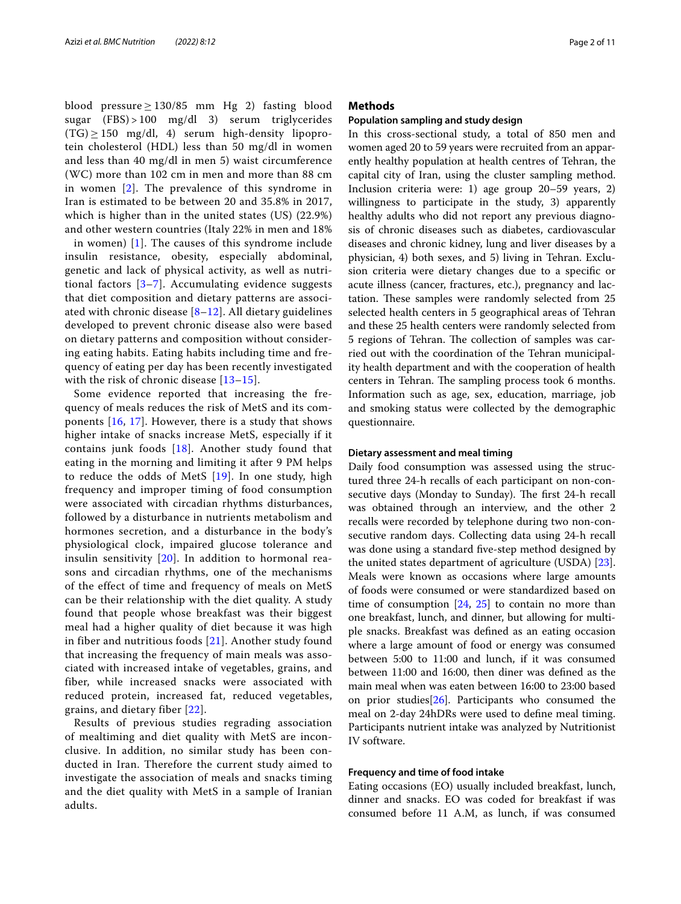blood pressure ≥ 130/85 mm Hg 2) fasting blood sugar (FBS) > 100 mg/dl 3) serum triglycerides (TG) ≥ 150 mg/dl, 4) serum high-density lipoprotein cholesterol (HDL) less than 50 mg/dl in women and less than 40 mg/dl in men 5) waist circumference (WC) more than 102 cm in men and more than 88 cm in women [2]. The prevalence of this syndrome in Iran is estimated to be between 20 and 35.8% in 2017, which is higher than in the united states (US) (22.9%) and other western countries (Italy 22% in men and 18% in women) [1]. The causes of this syndrome include insulin resistance, obesity, especially abdominal, genetic and lack of physical activity, as well as nutritional factors [3–7]. Accumulating evidence suggests that diet composition and dietary patterns are associated with chronic disease [8–12]. All dietary guidelines developed to prevent chronic disease also were based on dietary patterns and composition without considering eating habits. Eating habits including time and frequency of eating per day has been recently investigated with the risk of chronic disease [13–15].

Some evidence reported that increasing the frequency of meals reduces the risk of MetS and its components [16, 17]. However, there is a study that shows higher intake of snacks increase MetS, especially if it contains junk foods [18]. Another study found that eating in the morning and limiting it after 9 PM helps to reduce the odds of MetS [19]. In one study, high frequency and improper timing of food consumption were associated with circadian rhythms disturbances, followed by a disturbance in nutrients metabolism and hormones secretion, and a disturbance in the body's physiological clock, impaired glucose tolerance and insulin sensitivity [20]. In addition to hormonal reasons and circadian rhythms, one of the mechanisms of the effect of time and frequency of meals on MetS can be their relationship with the diet quality. A study found that people whose breakfast was their biggest meal had a higher quality of diet because it was high in fiber and nutritious foods [21]. Another study found that increasing the frequency of main meals was associated with increased intake of vegetables, grains, and fiber, while increased snacks were associated with reduced protein, increased fat, reduced vegetables, grains, and dietary fiber [22].

Results of previous studies regrading association of mealtiming and diet quality with MetS are inconclusive. In addition, no similar study has been conducted in Iran. Therefore the current study aimed to investigate the association of meals and snacks timing and the diet quality with MetS in a sample of Iranian adults.

## Methods

### Population sampling and study design

In this cross-sectional study, a total of 850 men and women aged 20 to 59 years were recruited from an apparently healthy population at health centres of Tehran, the capital city of Iran, using the cluster sampling method. Inclusion criteria were: 1) age group 20–59 years, 2) willingness to participate in the study, 3) apparently healthy adults who did not report any previous diagnosis of chronic diseases such as diabetes, cardiovascular diseases and chronic kidney, lung and liver diseases by a physician, 4) both sexes, and 5) living in Tehran. Exclusion criteria were dietary changes due to a specific or acute illness (cancer, fractures, etc.), pregnancy and lactation. These samples were randomly selected from 25 selected health centers in 5 geographical areas of Tehran and these 25 health centers were randomly selected from 5 regions of Tehran. The collection of samples was carried out with the coordination of the Tehran municipality health department and with the cooperation of health centers in Tehran. The sampling process took 6 months. Information such as age, sex, education, marriage, job and smoking status were collected by the demographic questionnaire.

### Dietary assessment and meal timing

Daily food consumption was assessed using the structured three 24-h recalls of each participant on non-consecutive days (Monday to Sunday). The first 24-h recall was obtained through an interview, and the other 2 recalls were recorded by telephone during two non-consecutive random days. Collecting data using 24-h recall was done using a standard five-step method designed by the united states department of agriculture (USDA) [23]. Meals were known as occasions where large amounts of foods were consumed or were standardized based on time of consumption [24, 25] to contain no more than one breakfast, lunch, and dinner, but allowing for multiple snacks. Breakfast was defined as an eating occasion where a large amount of food or energy was consumed between 5:00 to 11:00 and lunch, if it was consumed between 11:00 and 16:00, then diner was defined as the main meal when was eaten between 16:00 to 23:00 based on prior studies[26]. Participants who consumed the meal on 2-day 24hDRs were used to define meal timing. Participants nutrient intake was analyzed by Nutritionist IV software.

### Frequency and time of food intake

Eating occasions (EO) usually included breakfast, lunch, dinner and snacks. EO was coded for breakfast if was consumed before 11 A.M, as lunch, if was consumed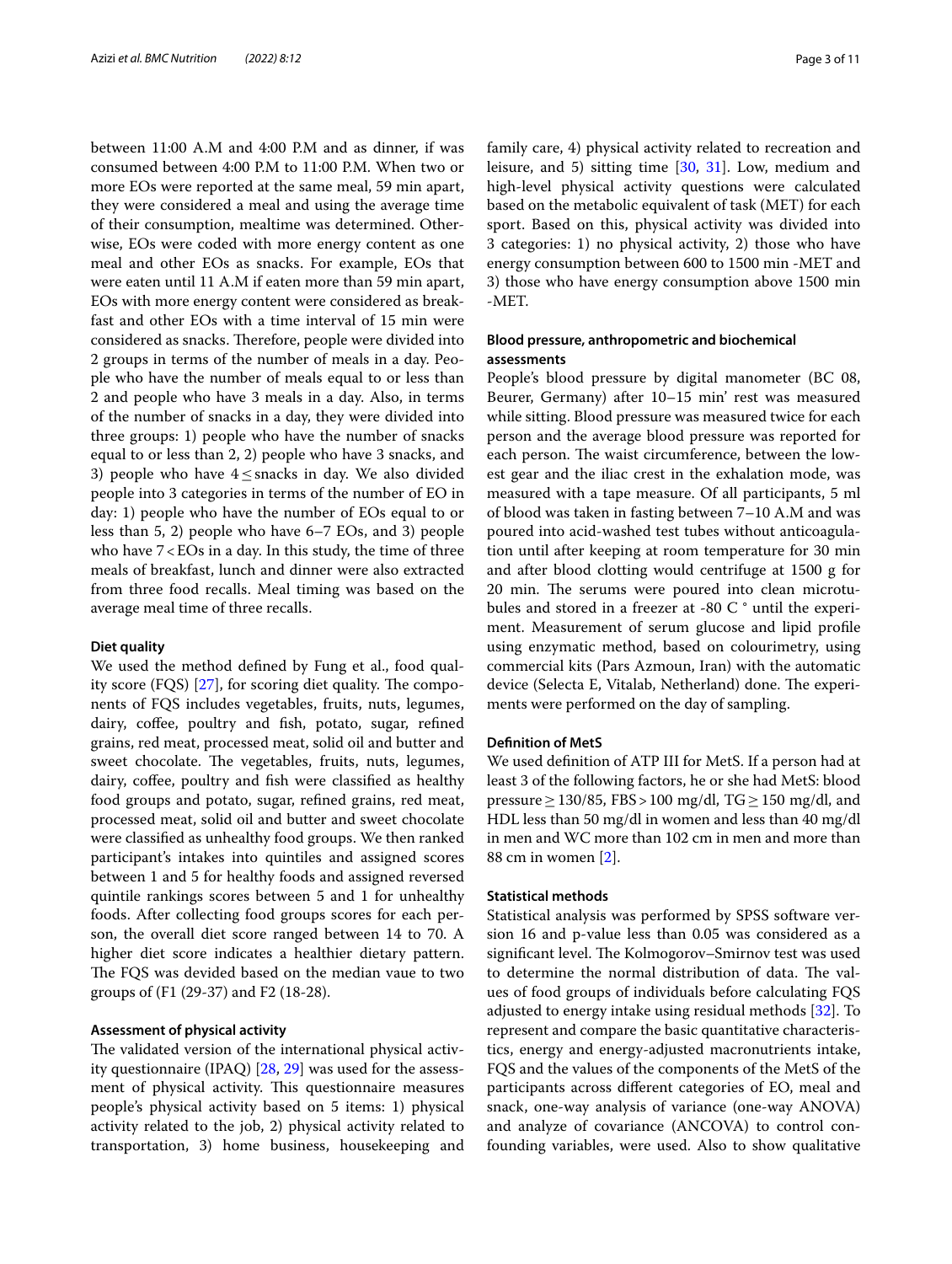between 11:00 A.M and 4:00 P.M and as dinner, if was consumed between 4:00 P.M to 11:00 P.M. When two or more EOs were reported at the same meal, 59 min apart, they were considered a meal and using the average time of their consumption, mealtime was determined. Otherwise, EOs were coded with more energy content as one meal and other EOs as snacks. For example, EOs that were eaten until 11 A.M if eaten more than 59 min apart, EOs with more energy content were considered as breakfast and other EOs with a time interval of 15 min were considered as snacks. Therefore, people were divided into 2 groups in terms of the number of meals in a day. People who have the number of meals equal to or less than 2 and people who have 3 meals in a day. Also, in terms of the number of snacks in a day, they were divided into three groups: 1) people who have the number of snacks equal to or less than 2, 2) people who have 3 snacks, and 3) people who have $4 \leq$ snacks in day. We also divided people into 3 categories in terms of the number of EO in day: 1) people who have the number of EOs equal to or less than 5, 2) people who have 6–7 EOs, and 3) people who have $7 <$ EOs in a day. In this study, the time of three meals of breakfast, lunch and dinner were also extracted from three food recalls. Meal timing was based on the average meal time of three recalls.

### Diet quality

We used the method defined by Fung et al., food quality score (FQS) [27], for scoring diet quality. The components of FQS includes vegetables, fruits, nuts, legumes, dairy, coffee, poultry and fish, potato, sugar, refined grains, red meat, processed meat, solid oil and butter and sweet chocolate. The vegetables, fruits, nuts, legumes, dairy, coffee, poultry and fish were classified as healthy food groups and potato, sugar, refined grains, red meat, processed meat, solid oil and butter and sweet chocolate were classified as unhealthy food groups. We then ranked participant's intakes into quintiles and assigned scores between 1 and 5 for healthy foods and assigned reversed quintile rankings scores between 5 and 1 for unhealthy foods. After collecting food groups scores for each person, the overall diet score ranged between 14 to 70. A higher diet score indicates a healthier dietary pattern. The FQS was devided based on the median vaue to two groups of (F1 (29-37) and F2 (18-28).

### Assessment of physical activity

The validated version of the international physical activity questionnaire (IPAQ) [28, 29] was used for the assessment of physical activity. This questionnaire measures people's physical activity based on 5 items: 1) physical activity related to the job, 2) physical activity related to transportation, 3) home business, housekeeping and family care, 4) physical activity related to recreation and leisure, and 5) sitting time [30, 31]. Low, medium and high-level physical activity questions were calculated based on the metabolic equivalent of task (MET) for each sport. Based on this, physical activity was divided into 3 categories: 1) no physical activity, 2) those who have energy consumption between 600 to 1500 min -MET and 3) those who have energy consumption above 1500 min -MET.

### Blood pressure, anthropometric and biochemical assessments

People's blood pressure by digital manometer (BC 08, Beurer, Germany) after 10–15 min' rest was measured while sitting. Blood pressure was measured twice for each person and the average blood pressure was reported for each person. The waist circumference, between the lowest gear and the iliac crest in the exhalation mode, was measured with a tape measure. Of all participants, 5 ml of blood was taken in fasting between 7–10 A.M and was poured into acid-washed test tubes without anticoagulation until after keeping at room temperature for 30 min and after blood clotting would centrifuge at 1500 g for 20 min. The serums were poured into clean microtubules and stored in a freezer at -80 C ° until the experiment. Measurement of serum glucose and lipid profile using enzymatic method, based on colourimetry, using commercial kits (Pars Azmoun, Iran) with the automatic device (Selecta E, Vitalab, Netherland) done. The experiments were performed on the day of sampling.

### Definition of MetS

We used definition of ATP III for MetS. If a person had at least 3 of the following factors, he or she had MetS: blood pressure $\geq 130/85$, FBS $> 100$ mg/dl, TG $\geq 150$ mg/dl, and HDL less than 50 mg/dl in women and less than 40 mg/dl in men and WC more than 102 cm in men and more than 88 cm in women [2].

### Statistical methods

Statistical analysis was performed by SPSS software version 16 and p-value less than 0.05 was considered as a significant level. The Kolmogorov–Smirnov test was used to determine the normal distribution of data. The values of food groups of individuals before calculating FQS adjusted to energy intake using residual methods [32]. To represent and compare the basic quantitative characteristics, energy and energy-adjusted macronutrients intake, FQS and the values of the components of the MetS of the participants across different categories of EO, meal and snack, one-way analysis of variance (one-way ANOVA) and analyze of covariance (ANCOVA) to control confounding variables, were used. Also to show qualitative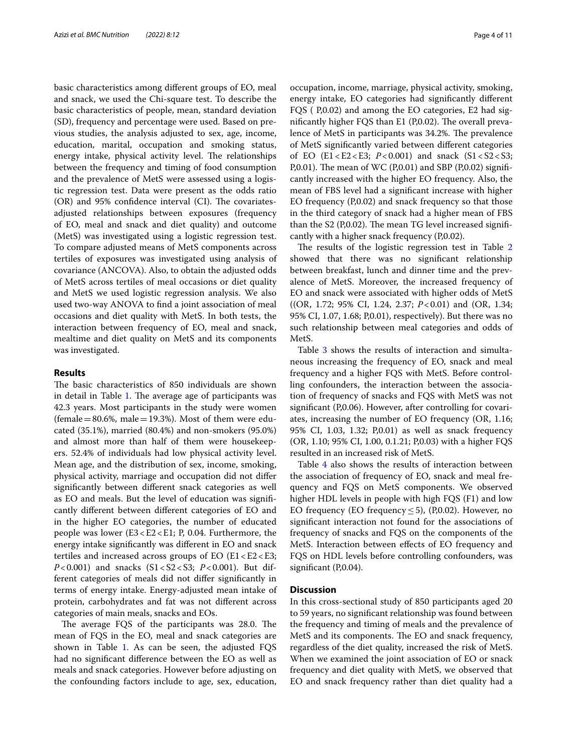basic characteristics among different groups of EO, meal and snack, we used the Chi-square test. To describe the basic characteristics of people, mean, standard deviation (SD), frequency and percentage were used. Based on previous studies, the analysis adjusted to sex, age, income, education, marital, occupation and smoking status, energy intake, physical activity level. The relationships between the frequency and timing of food consumption and the prevalence of MetS were assessed using a logistic regression test. Data were present as the odds ratio (OR) and 95% confidence interval (CI). The covariates-adjusted relationships between exposures (frequency of EO, meal and snack and diet quality) and outcome (MetS) was investigated using a logistic regression test. To compare adjusted means of MetS components across tertiles of exposures was investigated using analysis of covariance (ANCOVA). Also, to obtain the adjusted odds of MetS across tertiles of meal occasions or diet quality and MetS we used logistic regression analysis. We also used two-way ANOVA to find a joint association of meal occasions and diet quality with MetS. In both tests, the interaction between frequency of EO, meal and snack, mealtime and diet quality on MetS and its components was investigated.

## Results

The basic characteristics of 850 individuals are shown in detail in Table 1. The average age of participants was 42.3 years. Most participants in the study were women (female = 80.6%, male = 19.3%). Most of them were educated (35.1%), married (80.4%) and non-smokers (95.0%) and almost more than half of them were housekeepers. 52.4% of individuals had low physical activity level. Mean age, and the distribution of sex, income, smoking, physical activity, marriage and occupation did not differ significantly between different snack categories as well as EO and meals. But the level of education was significantly different between different categories of EO and in the higher EO categories, the number of educated people was lower (E3 < E2 < E1; P, 0.04. Furthermore, the energy intake significantly was different in EO and snack tertiles and increased across groups of EO (E1 < E2 < E3; $P < 0.001$) and snacks (S1 < S2 < S3; $P < 0.001$). But different categories of meals did not differ significantly in terms of energy intake. Energy-adjusted mean intake of protein, carbohydrates and fat was not different across categories of main meals, snacks and EOs.

The average FQS of the participants was 28.0. The mean of FQS in the EO, meal and snack categories are shown in Table 1. As can be seen, the adjusted FQS had no significant difference between the EO as well as meals and snack categories. However before adjusting on the confounding factors include to age, sex, education, occupation, income, marriage, physical activity, smoking, energy intake, EO categories had significantly different FQS ( P,0.02) and among the EO categories, E2 had significantly higher FQS than E1 (P,0.02). The overall prevalence of MetS in participants was 34.2%. The prevalence of MetS significantly varied between different categories of EO (E1 < E2 < E3; $P < 0.001$) and snack (S1 < S2 < S3; P,0.01). The mean of WC (P,0.01) and SBP (P,0.02) significantly increased with the higher EO frequency. Also, the mean of FBS level had a significant increase with higher EO frequency (P,0.02) and snack frequency so that those in the third category of snack had a higher mean of FBS than the S2 (P,0.02). The mean TG level increased significantly with a higher snack frequency (P,0.02).

The results of the logistic regression test in Table 2 showed that there was no significant relationship between breakfast, lunch and dinner time and the prevalence of MetS. Moreover, the increased frequency of EO and snack were associated with higher odds of MetS ((OR, 1.72; 95% CI, 1.24, 2.37; $P < 0.01$) and (OR, 1.34; 95% CI, 1.07, 1.68; P,0.01), respectively). But there was no such relationship between meal categories and odds of MetS.

Table 3 shows the results of interaction and simultaneous increasing the frequency of EO, snack and meal frequency and a higher FQS with MetS. Before controlling confounders, the interaction between the association of frequency of snacks and FQS with MetS was not significant (P,0.06). However, after controlling for covariates, increasing the number of EO frequency (OR, 1.16; 95% CI, 1.03, 1.32; P,0.01) as well as snack frequency (OR, 1.10; 95% CI, 1.00, 0.1.21; P,0.03) with a higher FQS resulted in an increased risk of MetS.

Table 4 also shows the results of interaction between the association of frequency of EO, snack and meal frequency and FQS on MetS components. We observed higher HDL levels in people with high FQS (F1) and low EO frequency (EO frequency ≤ 5), (P,0.02). However, no significant interaction not found for the associations of frequency of snacks and FQS on the components of the MetS. Interaction between effects of EO frequency and FQS on HDL levels before controlling confounders, was significant (P,0.04).

## Discussion

In this cross-sectional study of 850 participants aged 20 to 59 years, no significant relationship was found between the frequency and timing of meals and the prevalence of MetS and its components. The EO and snack frequency, regardless of the diet quality, increased the risk of MetS. When we examined the joint association of EO or snack frequency and diet quality with MetS, we observed that EO and snack frequency rather than diet quality had a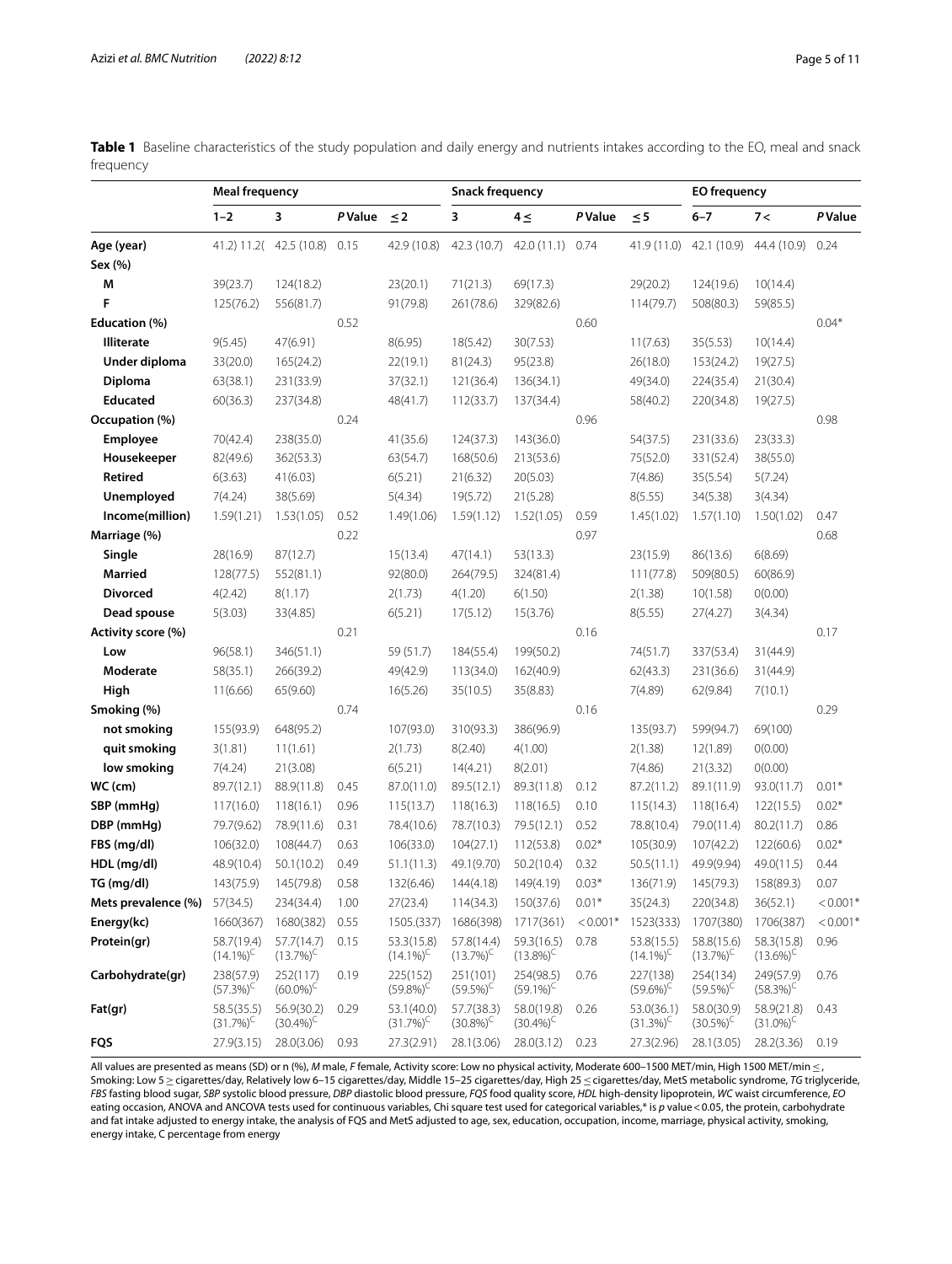**Table 1** Baseline characteristics of the study population and daily energy and nutrients intakes according to the EO, meal and snack frequency

| | Meal frequency | | | Snack frequency | | | | EO frequency | | | |
|---|---|---|---|---|---|---|---|---|---|---|---|
| | 1–2 | 3 | P Value | ≤ 2 | 3 | 4 ≤ | P Value | ≤ 5 | 6–7 | 7 < | P Value |
| **Age (year)** | 41.2) 11.2( | 42.5 (10.8) | 0.15 | 42.9 (10.8) | 42.3 (10.7) | 42.0 (11.1) | 0.74 | 41.9 (11.0) | 42.1 (10.9) | 44.4 (10.9) | 0.24 |
| **Sex (%)** | | | | | | | | | | | |
| **M** | 39(23.7) | 124(18.2) | | 23(20.1) | 71(21.3) | 69(17.3) | | 29(20.2) | 124(19.6) | 10(14.4) | |
| **F** | 125(76.2) | 556(81.7) | | 91(79.8) | 261(78.6) | 329(82.6) | | 114(79.7) | 508(80.3) | 59(85.5) | |
| **Education (%)** | | | 0.52 | | | | 0.60 | | | | 0.04* |
| **Illiterate** | 9(5.45) | 47(6.91) | | 8(6.95) | 18(5.42) | 30(7.53) | | 11(7.63) | 35(5.53) | 10(14.4) | |
| **Under diploma** | 33(20.0) | 165(24.2) | | 22(19.1) | 81(24.3) | 95(23.8) | | 26(18.0) | 153(24.2) | 19(27.5) | |
| **Diploma** | 63(38.1) | 231(33.9) | | 37(32.1) | 121(36.4) | 136(34.1) | | 49(34.0) | 224(35.4) | 21(30.4) | |
| **Educated** | 60(36.3) | 237(34.8) | | 48(41.7) | 112(33.7) | 137(34.4) | | 58(40.2) | 220(34.8) | 19(27.5) | |
| **Occupation (%)** | | | 0.24 | | | | 0.96 | | | | 0.98 |
| **Employee** | 70(42.4) | 238(35.0) | | 41(35.6) | 124(37.3) | 143(36.0) | | 54(37.5) | 231(33.6) | 23(33.3) | |
| **Housekeeper** | 82(49.6) | 362(53.3) | | 63(54.7) | 168(50.6) | 213(53.6) | | 75(52.0) | 331(52.4) | 38(55.0) | |
| **Retired** | 6(3.63) | 41(6.03) | | 6(5.21) | 21(6.32) | 20(5.03) | | 7(4.86) | 35(5.54) | 5(7.24) | |
| **Unemployed** | 7(4.24) | 38(5.69) | | 5(4.34) | 19(5.72) | 21(5.28) | | 8(5.55) | 34(5.38) | 3(4.34) | |
| **Income(million)** | 1.59(1.21) | 1.53(1.05) | 0.52 | 1.49(1.06) | 1.59(1.12) | 1.52(1.05) | 0.59 | 1.45(1.02) | 1.57(1.10) | 1.50(1.02) | 0.47 |
| **Marriage (%)** | | | 0.22 | | | | 0.97 | | | | 0.68 |
| **Single** | 28(16.9) | 87(12.7) | | 15(13.4) | 47(14.1) | 53(13.3) | | 23(15.9) | 86(13.6) | 6(8.69) | |
| **Married** | 128(77.5) | 552(81.1) | | 92(80.0) | 264(79.5) | 324(81.4) | | 111(77.8) | 509(80.5) | 60(86.9) | |
| **Divorced** | 4(2.42) | 8(1.17) | | 2(1.73) | 4(1.20) | 6(1.50) | | 2(1.38) | 10(1.58) | 0(0.00) | |
| **Dead spouse** | 5(3.03) | 33(4.85) | | 6(5.21) | 17(5.12) | 15(3.76) | | 8(5.55) | 27(4.27) | 3(4.34) | |
| **Activity score (%)** | | | 0.21 | | | | 0.16 | | | | 0.17 |
| **Low** | 96(58.1) | 346(51.1) | | 59 (51.7) | 184(55.4) | 199(50.2) | | 74(51.7) | 337(53.4) | 31(44.9) | |
| **Moderate** | 58(35.1) | 266(39.2) | | 49(42.9) | 113(34.0) | 162(40.9) | | 62(43.3) | 231(36.6) | 31(44.9) | |
| **High** | 11(6.66) | 65(9.60) | | 16(5.26) | 35(10.5) | 35(8.83) | | 7(4.89) | 62(9.84) | 7(10.1) | |
| **Smoking (%)** | | | 0.74 | | | | 0.16 | | | | 0.29 |
| **not smoking** | 155(93.9) | 648(95.2) | | 107(93.0) | 310(93.3) | 386(96.9) | | 135(93.7) | 599(94.7) | 69(100) | |
| **quit smoking** | 3(1.81) | 11(1.61) | | 2(1.73) | 8(2.40) | 4(1.00) | | 2(1.38) | 12(1.89) | 0(0.00) | |
| **low smoking** | 7(4.24) | 21(3.08) | | 6(5.21) | 14(4.21) | 8(2.01) | | 7(4.86) | 21(3.32) | 0(0.00) | |
| **WC (cm)** | 89.7(12.1) | 88.9(11.8) | 0.45 | 87.0(11.0) | 89.5(12.1) | 89.3(11.8) | 0.12 | 87.2(11.2) | 89.1(11.9) | 93.0(11.7) | 0.01* |
| **SBP (mmHg)** | 117(16.0) | 118(16.1) | 0.96 | 115(13.7) | 118(16.3) | 118(16.5) | 0.10 | 115(14.3) | 118(16.4) | 122(15.5) | 0.02* |
| **DBP (mmHg)** | 79.7(9.62) | 78.9(11.6) | 0.31 | 78.4(10.6) | 78.7(10.3) | 79.5(12.1) | 0.52 | 78.8(10.4) | 79.0(11.4) | 80.2(11.7) | 0.86 |
| **FBS (mg/dl)** | 106(32.0) | 108(44.7) | 0.63 | 106(33.0) | 104(27.1) | 112(53.8) | 0.02* | 105(30.9) | 107(42.2) | 122(60.6) | 0.02* |
| **HDL (mg/dl)** | 48.9(10.4) | 50.1(10.2) | 0.49 | 51.1(11.3) | 49.1(9.70) | 50.2(10.4) | 0.32 | 50.5(11.1) | 49.9(9.94) | 49.0(11.5) | 0.44 |
| **TG (mg/dl)** | 143(75.9) | 145(79.8) | 0.58 | 132(6.46) | 144(4.18) | 149(4.19) | 0.03* | 136(71.9) | 145(79.3) | 158(89.3) | 0.07 |
| **Mets prevalence (%)** | 57(34.5) | 234(34.4) | 1.00 | 27(23.4) | 114(34.3) | 150(37.6) | 0.01* | 35(24.3) | 220(34.8) | 36(52.1) | < 0.001* |
| **Energy(kc)** | 1660(367) | 1680(382) | 0.55 | 1505.(337) | 1686(398) | 1717(361) | < 0.001* | 1523(333) | 1707(380) | 1706(387) | < 0.001* |
| **Protein(gr)** | 58.7(19.4) (14.1%)[C] | 57.7(14.7) (13.7%)[C] | 0.15 | 53.3(15.8) (14.1%)[C] | 57.8(14.4) (13.7%)[C] | 59.3(16.5) (13.8%)[C] | 0.78 | 53.8(15.5) (14.1%)[C] | 58.8(15.6) (13.7%)[C] | 58.3(15.8) (13.6%)[C] | 0.96 |
| **Carbohydrate(gr)** | 238(57.9) (57.3%)[C] | 252(117) (60.0%)[C] | 0.19 | 225(152) (59.8%)[C] | 251(101) (59.5%)[C] | 254(98.5) (59.1%)[C] | 0.76 | 227(138) (59.6%)[C] | 254(134) (59.5%)[C] | 249(57.9) (58.3%)[C] | 0.76 |
| **Fat(gr)** | 58.5(35.5) (31.7%)[C] | 56.9(30.2) (30.4%)[C] | 0.29 | 53.1(40.0) (31.7%)[C] | 57.7(38.3) (30.8%)[C] | 58.0(19.8) (30.4%)[C] | 0.26 | 53.0(36.1) (31.3%)[C] | 58.0(30.9) (30.5%)[C] | 58.9(21.8) (31.0%)[C] | 0.43 |
| **FQS** | 27.9(3.15) | 28.0(3.06) | 0.93 | 27.3(2.91) | 28.1(3.06) | 28.0(3.12) | 0.23 | 27.3(2.96) | 28.1(3.05) | 28.2(3.36) | 0.19 |

All values are presented as means (SD) or n (%), *M* male, *F* female, Activity score: Low no physical activity, Moderate 600–1500 MET/min, High 1500 MET/min ≤, Smoking: Low 5 ≥ cigarettes/day, Relatively low 6–15 cigarettes/day, Middle 15–25 cigarettes/day, High 25 ≤ cigarettes/day, MetS metabolic syndrome, *TG* triglyceride, *FBS* fasting blood sugar, *SBP* systolic blood pressure, *DBP* diastolic blood pressure, *FQS* food quality score, *HDL* high-density lipoprotein, *WC* waist circumference, *EO* eating occasion, ANOVA and ANCOVA tests used for continuous variables, Chi square test used for categorical variables,* is *p* value < 0.05, the protein, carbohydrate and fat intake adjusted to energy intake, the analysis of FQS and MetS adjusted to age, sex, education, occupation, income, marriage, physical activity, smoking, energy intake, C percentage from energy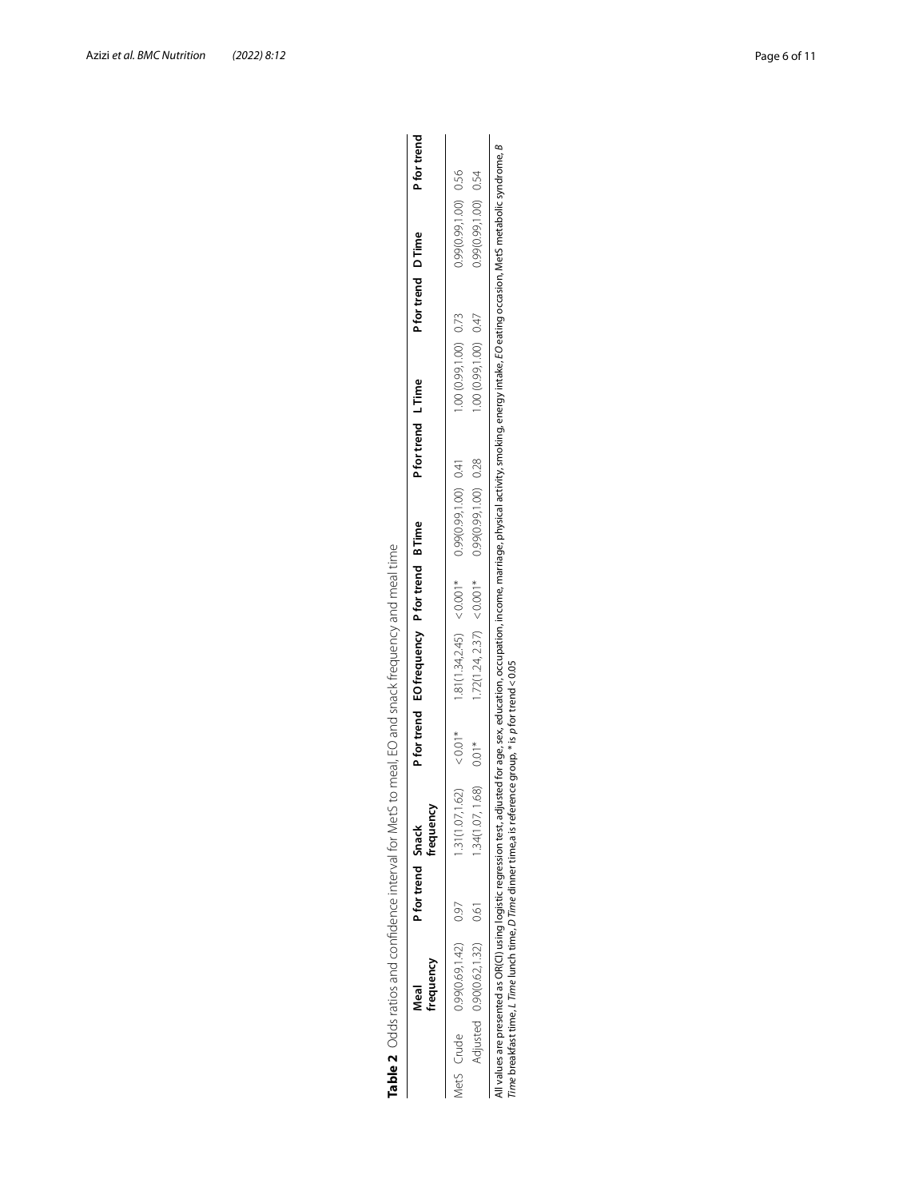**Table 2** Odds ratios and confidence interval for MetS to meal, EO and snack frequency and meal time

| | | Meal frequency | P for trend | Snack frequency | P for trend | EO frequency | P for trend | B Time | P for trend | L Time | P for trend | D Time | P for trend |
|---|---|---|---|---|---|---|---|---|---|---|---|---|---|
| MetS | Crude | 0.99(0.69,1.42) | 0.97 | 1.31(1.07,1.62) | < 0.01* | 1.81(1.34,2.45) | < 0.001* | 0.99(0.99,1.00) | 0.41 | 1.00 (0.99,1.00) | 0.73 | 0.99(0.99,1.00) | 0.56 |
| | Adjusted | 0.90(0.62,1.32) | 0.61 | 1.34(1.07, 1.68) | 0.01* | 1.72(1.24, 2.37) | < 0.001* | 0.99(0.99,1.00) | 0.28 | 1.00 (0.99,1.00) | 0.47 | 0.99(0.99,1.00) | 0.54 |

All values are presented as OR(CI) using logistic regression test, adjusted for age, sex, education, occupation, income, marriage, physical activity, smoking, energy intake, *EO* eating occasion, MetS metabolic syndrome, *B Time* breakfast time, *L Time* lunch time, *D Time* dinner time,a is reference group, * is *p* for trend < 0.05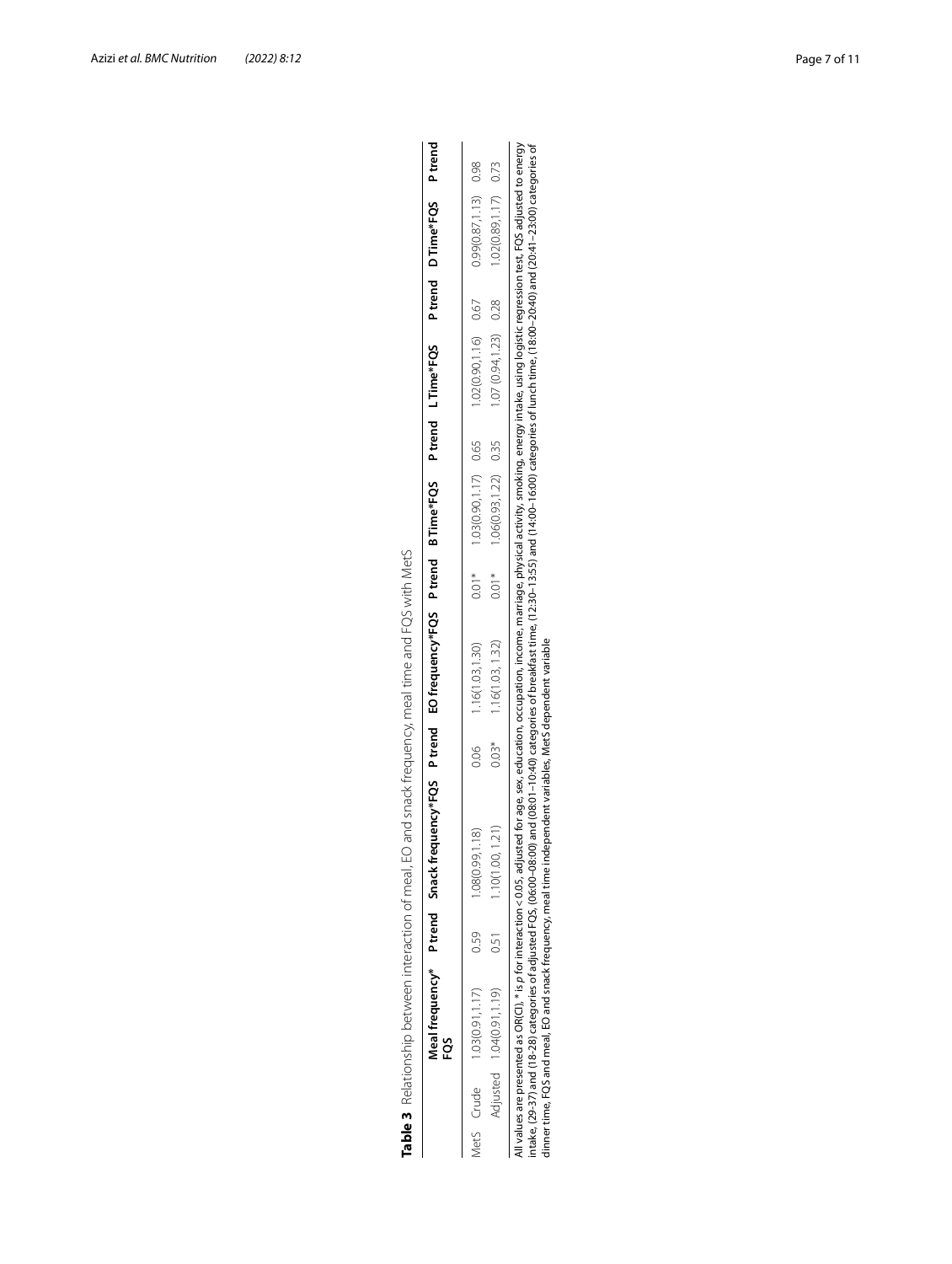**Table 3** Relationship between interaction of meal, EO and snack frequency, meal time and FQS with MetS

| | | Meal frequency*FQS | P trend | Snack frequency*FQS | P trend | EO frequency*FQS | P trend | B Time*FQS | P trend | L Time*FQS | P trend | D Time*FQS | P trend |
|---|---|---|---|---|---|---|---|---|---|---|---|---|---|
| MetS | Crude | 1.03(0.91,1.17) | 0.59 | 1.08(0.99,1.18) | 0.06 | 1.16(1.03,1.30) | 0.01* | 1.03(0.90,1.17) | 0.65 | 1.02(0.90,1.16) | 0.67 | 0.99(0.87,1.13) | 0.98 |
| | Adjusted | 1.04(0.91,1.19) | 0.51 | 1.10(1.00, 1.21) | 0.03* | 1.16(1.03, 1.32) | 0.01* | 1.06(0.93,1.22) | 0.35 | 1.07 (0.94,1.23) | 0.28 | 1.02(0.89,1.17) | 0.73 |

All values are presented as OR(CI), * is *p* for interaction < 0.05, adjusted for age, sex, education, occupation, income, marriage, physical activity, smoking, energy intake, using logistic regression test, FQS adjusted to energy intake, (29–37) and (18–28) categories of adjusted FQS, (06:00–08:00) and (08:01–10:40) categories of breakfast time, (12:30–13:55) and (14:00–16:00) categories of lunch time, (18:00–20:40) and (20:41–23:00) categories of dinner time, FQS and meal, EO and snack frequency, meal time independent variables, MetS dependent variable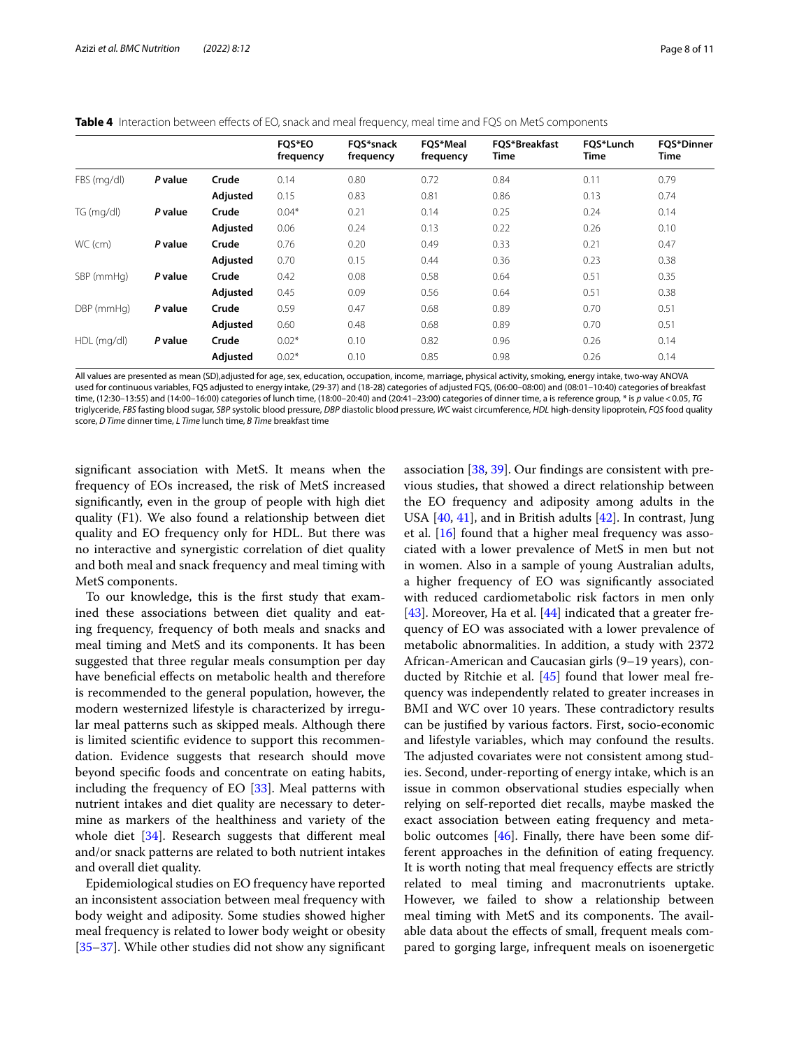**Table 4** Interaction between effects of EO, snack and meal frequency, meal time and FQS on MetS components

| | | | FQS*EO frequency | FQS*snack frequency | FQS*Meal frequency | FQS*Breakfast Time | FQS*Lunch Time | FQS*Dinner Time |
|---|---|---|---|---|---|---|---|---|
| FBS (mg/dl) | *P* value | Crude | 0.14 | 0.80 | 0.72 | 0.84 | 0.11 | 0.79 |
| | | Adjusted | 0.15 | 0.83 | 0.81 | 0.86 | 0.13 | 0.74 |
| TG (mg/dl) | *P* value | Crude | 0.04* | 0.21 | 0.14 | 0.25 | 0.24 | 0.14 |
| | | Adjusted | 0.06 | 0.24 | 0.13 | 0.22 | 0.26 | 0.10 |
| WC (cm) | *P* value | Crude | 0.76 | 0.20 | 0.49 | 0.33 | 0.21 | 0.47 |
| | | Adjusted | 0.70 | 0.15 | 0.44 | 0.36 | 0.23 | 0.38 |
| SBP (mmHg) | *P* value | Crude | 0.42 | 0.08 | 0.58 | 0.64 | 0.51 | 0.35 |
| | | Adjusted | 0.45 | 0.09 | 0.56 | 0.64 | 0.51 | 0.38 |
| DBP (mmHg) | *P* value | Crude | 0.59 | 0.47 | 0.68 | 0.89 | 0.70 | 0.51 |
| | | Adjusted | 0.60 | 0.48 | 0.68 | 0.89 | 0.70 | 0.51 |
| HDL (mg/dl) | *P* value | Crude | 0.02* | 0.10 | 0.82 | 0.96 | 0.26 | 0.14 |
| | | Adjusted | 0.02* | 0.10 | 0.85 | 0.98 | 0.26 | 0.14 |

All values are presented as mean (SD),adjusted for age, sex, education, occupation, income, marriage, physical activity, smoking, energy intake, two-way ANOVA used for continuous variables, FQS adjusted to energy intake, (29-37) and (18-28) categories of adjusted FQS, (06:00–08:00) and (08:01–10:40) categories of breakfast time, (12:30–13:55) and (14:00–16:00) categories of lunch time, (18:00–20:40) and (20:41–23:00) categories of dinner time, a is reference group, * is *p* value < 0.05, *TG* triglyceride, *FBS* fasting blood sugar, *SBP* systolic blood pressure, *DBP* diastolic blood pressure, *WC* waist circumference, *HDL* high-density lipoprotein, *FQS* food quality score, *D Time* dinner time, *L Time* lunch time, *B Time* breakfast time

significant association with MetS. It means when the frequency of EOs increased, the risk of MetS increased significantly, even in the group of people with high diet quality (F1). We also found a relationship between diet quality and EO frequency only for HDL. But there was no interactive and synergistic correlation of diet quality and both meal and snack frequency and meal timing with MetS components.

To our knowledge, this is the first study that examined these associations between diet quality and eating frequency, frequency of both meals and snacks and meal timing and MetS and its components. It has been suggested that three regular meals consumption per day have beneficial effects on metabolic health and therefore is recommended to the general population, however, the modern westernized lifestyle is characterized by irregular meal patterns such as skipped meals. Although there is limited scientific evidence to support this recommendation. Evidence suggests that research should move beyond specific foods and concentrate on eating habits, including the frequency of EO [33]. Meal patterns with nutrient intakes and diet quality are necessary to determine as markers of the healthiness and variety of the whole diet [34]. Research suggests that different meal and/or snack patterns are related to both nutrient intakes and overall diet quality.

Epidemiological studies on EO frequency have reported an inconsistent association between meal frequency with body weight and adiposity. Some studies showed higher meal frequency is related to lower body weight or obesity [35–37]. While other studies did not show any significant association [38, 39]. Our findings are consistent with previous studies, that showed a direct relationship between the EO frequency and adiposity among adults in the USA [40, 41], and in British adults [42]. In contrast, Jung et al. [16] found that a higher meal frequency was associated with a lower prevalence of MetS in men but not in women. Also in a sample of young Australian adults, a higher frequency of EO was significantly associated with reduced cardiometabolic risk factors in men only [43]. Moreover, Ha et al. [44] indicated that a greater frequency of EO was associated with a lower prevalence of metabolic abnormalities. In addition, a study with 2372 African-American and Caucasian girls (9–19 years), conducted by Ritchie et al. [45] found that lower meal frequency was independently related to greater increases in BMI and WC over 10 years. These contradictory results can be justified by various factors. First, socio-economic and lifestyle variables, which may confound the results. The adjusted covariates were not consistent among studies. Second, under-reporting of energy intake, which is an issue in common observational studies especially when relying on self-reported diet recalls, maybe masked the exact association between eating frequency and metabolic outcomes [46]. Finally, there have been some different approaches in the definition of eating frequency. It is worth noting that meal frequency effects are strictly related to meal timing and macronutrients uptake. However, we failed to show a relationship between meal timing with MetS and its components. The available data about the effects of small, frequent meals compared to gorging large, infrequent meals on isoenergetic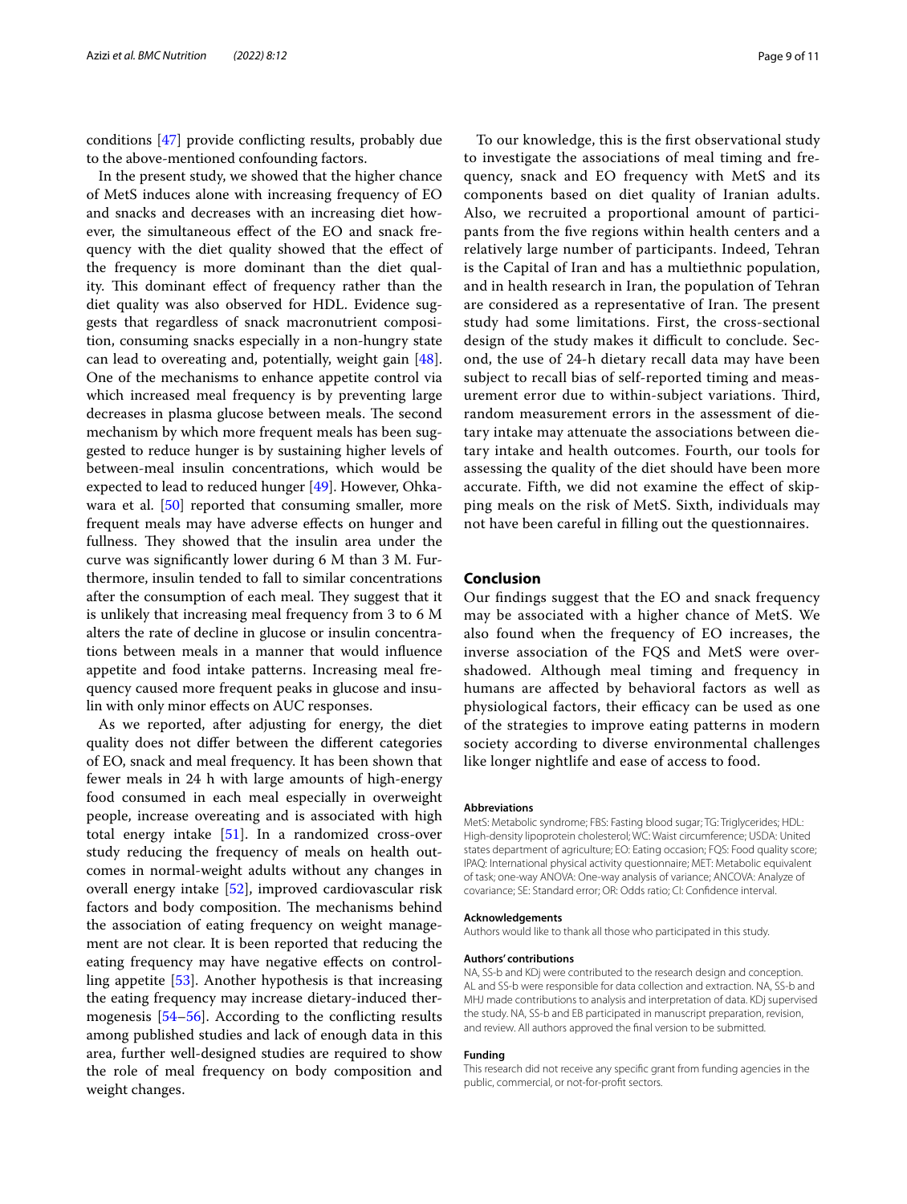conditions [47] provide conflicting results, probably due to the above-mentioned confounding factors.

In the present study, we showed that the higher chance of MetS induces alone with increasing frequency of EO and snacks and decreases with an increasing diet however, the simultaneous effect of the EO and snack frequency with the diet quality showed that the effect of the frequency is more dominant than the diet quality. This dominant effect of frequency rather than the diet quality was also observed for HDL. Evidence suggests that regardless of snack macronutrient composition, consuming snacks especially in a non-hungry state can lead to overeating and, potentially, weight gain [48]. One of the mechanisms to enhance appetite control via which increased meal frequency is by preventing large decreases in plasma glucose between meals. The second mechanism by which more frequent meals has been suggested to reduce hunger is by sustaining higher levels of between-meal insulin concentrations, which would be expected to lead to reduced hunger [49]. However, Ohkawara et al. [50] reported that consuming smaller, more frequent meals may have adverse effects on hunger and fullness. They showed that the insulin area under the curve was significantly lower during 6 M than 3 M. Furthermore, insulin tended to fall to similar concentrations after the consumption of each meal. They suggest that it is unlikely that increasing meal frequency from 3 to 6 M alters the rate of decline in glucose or insulin concentrations between meals in a manner that would influence appetite and food intake patterns. Increasing meal frequency caused more frequent peaks in glucose and insulin with only minor effects on AUC responses.

As we reported, after adjusting for energy, the diet quality does not differ between the different categories of EO, snack and meal frequency. It has been shown that fewer meals in 24 h with large amounts of high-energy food consumed in each meal especially in overweight people, increase overeating and is associated with high total energy intake [51]. In a randomized cross-over study reducing the frequency of meals on health outcomes in normal-weight adults without any changes in overall energy intake [52], improved cardiovascular risk factors and body composition. The mechanisms behind the association of eating frequency on weight management are not clear. It is been reported that reducing the eating frequency may have negative effects on controlling appetite [53]. Another hypothesis is that increasing the eating frequency may increase dietary-induced thermogenesis [54–56]. According to the conflicting results among published studies and lack of enough data in this area, further well-designed studies are required to show the role of meal frequency on body composition and weight changes.

To our knowledge, this is the first observational study to investigate the associations of meal timing and frequency, snack and EO frequency with MetS and its components based on diet quality of Iranian adults. Also, we recruited a proportional amount of participants from the five regions within health centers and a relatively large number of participants. Indeed, Tehran is the Capital of Iran and has a multiethnic population, and in health research in Iran, the population of Tehran are considered as a representative of Iran. The present study had some limitations. First, the cross-sectional design of the study makes it difficult to conclude. Second, the use of 24-h dietary recall data may have been subject to recall bias of self-reported timing and measurement error due to within-subject variations. Third, random measurement errors in the assessment of dietary intake may attenuate the associations between dietary intake and health outcomes. Fourth, our tools for assessing the quality of the diet should have been more accurate. Fifth, we did not examine the effect of skipping meals on the risk of MetS. Sixth, individuals may not have been careful in filling out the questionnaires.

## Conclusion

Our findings suggest that the EO and snack frequency may be associated with a higher chance of MetS. We also found when the frequency of EO increases, the inverse association of the FQS and MetS were overshadowed. Although meal timing and frequency in humans are affected by behavioral factors as well as physiological factors, their efficacy can be used as one of the strategies to improve eating patterns in modern society according to diverse environmental challenges like longer nightlife and ease of access to food.

#### Abbreviations

MetS: Metabolic syndrome; FBS: Fasting blood sugar; TG: Triglycerides; HDL: High-density lipoprotein cholesterol; WC: Waist circumference; USDA: United states department of agriculture; EO: Eating occasion; FQS: Food quality score; IPAQ: International physical activity questionnaire; MET: Metabolic equivalent of task; one-way ANOVA: One-way analysis of variance; ANCOVA: Analyze of covariance; SE: Standard error; OR: Odds ratio; CI: Confidence interval.

#### Acknowledgements

Authors would like to thank all those who participated in this study.

#### Authors' contributions

NA, SS-b and KDj were contributed to the research design and conception. AL and SS-b were responsible for data collection and extraction. NA, SS-b and MHJ made contributions to analysis and interpretation of data. KDj supervised the study. NA, SS-b and EB participated in manuscript preparation, revision, and review. All authors approved the final version to be submitted.

#### Funding

This research did not receive any specific grant from funding agencies in the public, commercial, or not-for-profit sectors.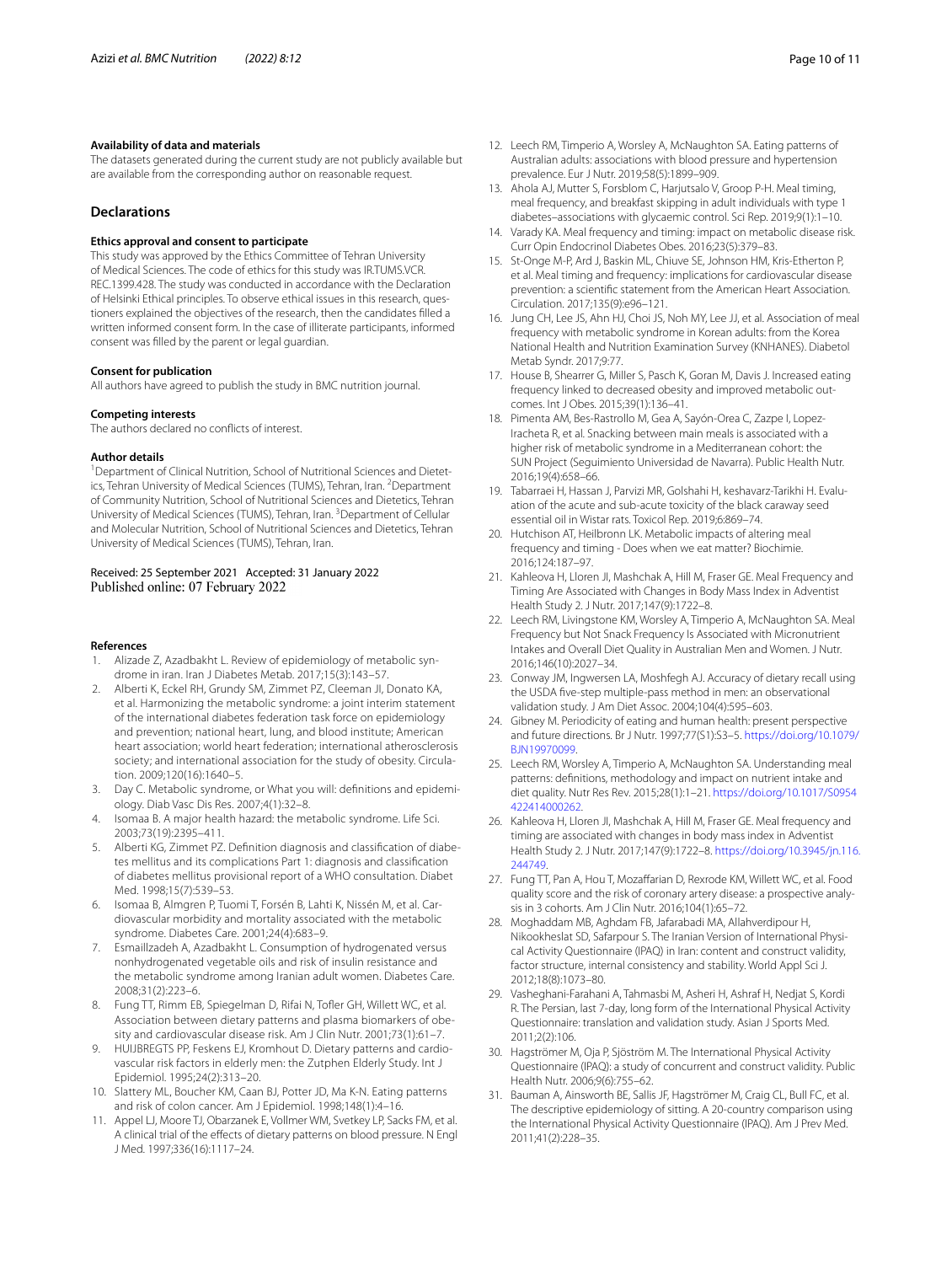### Availability of data and materials

The datasets generated during the current study are not publicly available but are available from the corresponding author on reasonable request.

## Declarations

### Ethics approval and consent to participate

This study was approved by the Ethics Committee of Tehran University of Medical Sciences. The code of ethics for this study was IR.TUMS.VCR. REC.1399.428. The study was conducted in accordance with the Declaration of Helsinki Ethical principles. To observe ethical issues in this research, questioners explained the objectives of the research, then the candidates filled a written informed consent form. In the case of illiterate participants, informed consent was filled by the parent or legal guardian.

### Consent for publication

All authors have agreed to publish the study in BMC nutrition journal.

### Competing interests

The authors declared no conflicts of interest.

### Author details

[1]Department of Clinical Nutrition, School of Nutritional Sciences and Dietetics, Tehran University of Medical Sciences (TUMS), Tehran, Iran. [2]Department of Community Nutrition, School of Nutritional Sciences and Dietetics, Tehran University of Medical Sciences (TUMS), Tehran, Iran. [3]Department of Cellular and Molecular Nutrition, School of Nutritional Sciences and Dietetics, Tehran University of Medical Sciences (TUMS), Tehran, Iran.

Received: 25 September 2021 Accepted: 31 January 2022
Published online: 07 February 2022

### References

1. Alizade Z, Azadbakht L. Review of epidemiology of metabolic syndrome in iran. Iran J Diabetes Metab. 2017;15(3):143–57.
2. Alberti K, Eckel RH, Grundy SM, Zimmet PZ, Cleeman JI, Donato KA, et al. Harmonizing the metabolic syndrome: a joint interim statement of the international diabetes federation task force on epidemiology and prevention; national heart, lung, and blood institute; American heart association; world heart federation; international atherosclerosis society; and international association for the study of obesity. Circulation. 2009;120(16):1640–5.
3. Day C. Metabolic syndrome, or What you will: definitions and epidemiology. Diab Vasc Dis Res. 2007;4(1):32–8.
4. Isomaa B. A major health hazard: the metabolic syndrome. Life Sci. 2003;73(19):2395–411.
5. Alberti KG, Zimmet PZ. Definition diagnosis and classification of diabetes mellitus and its complications Part 1: diagnosis and classification of diabetes mellitus provisional report of a WHO consultation. Diabet Med. 1998;15(7):539–53.
6. Isomaa B, Almgren P, Tuomi T, Forsén B, Lahti K, Nissén M, et al. Cardiovascular morbidity and mortality associated with the metabolic syndrome. Diabetes Care. 2001;24(4):683–9.
7. Esmaillzadeh A, Azadbakht L. Consumption of hydrogenated versus nonhydrogenated vegetable oils and risk of insulin resistance and the metabolic syndrome among Iranian adult women. Diabetes Care. 2008;31(2):223–6.
8. Fung TT, Rimm EB, Spiegelman D, Rifai N, Tofler GH, Willett WC, et al. Association between dietary patterns and plasma biomarkers of obesity and cardiovascular disease risk. Am J Clin Nutr. 2001;73(1):61–7.
9. HUIJBREGTS PP, Feskens EJ, Kromhout D. Dietary patterns and cardiovascular risk factors in elderly men: the Zutphen Elderly Study. Int J Epidemiol. 1995;24(2):313–20.
10. Slattery ML, Boucher KM, Caan BJ, Potter JD, Ma K-N. Eating patterns and risk of colon cancer. Am J Epidemiol. 1998;148(1):4–16.
11. Appel LJ, Moore TJ, Obarzanek E, Vollmer WM, Svetkey LP, Sacks FM, et al. A clinical trial of the effects of dietary patterns on blood pressure. N Engl J Med. 1997;336(16):1117–24.
12. Leech RM, Timperio A, Worsley A, McNaughton SA. Eating patterns of Australian adults: associations with blood pressure and hypertension prevalence. Eur J Nutr. 2019;58(5):1899–909.
13. Ahola AJ, Mutter S, Forsblom C, Harjutsalo V, Groop P-H. Meal timing, meal frequency, and breakfast skipping in adult individuals with type 1 diabetes–associations with glycaemic control. Sci Rep. 2019;9(1):1–10.
14. Varady KA. Meal frequency and timing: impact on metabolic disease risk. Curr Opin Endocrinol Diabetes Obes. 2016;23(5):379–83.
15. St-Onge M-P, Ard J, Baskin ML, Chiuve SE, Johnson HM, Kris-Etherton P, et al. Meal timing and frequency: implications for cardiovascular disease prevention: a scientific statement from the American Heart Association. Circulation. 2017;135(9):e96–121.
16. Jung CH, Lee JS, Ahn HJ, Choi JS, Noh MY, Lee JJ, et al. Association of meal frequency with metabolic syndrome in Korean adults: from the Korea National Health and Nutrition Examination Survey (KNHANES). Diabetol Metab Syndr. 2017;9:77.
17. House B, Shearrer G, Miller S, Pasch K, Goran M, Davis J. Increased eating frequency linked to decreased obesity and improved metabolic outcomes. Int J Obes. 2015;39(1):136–41.
18. Pimenta AM, Bes-Rastrollo M, Gea A, Sayón-Orea C, Zazpe I, Lopez-Iracheta R, et al. Snacking between main meals is associated with a higher risk of metabolic syndrome in a Mediterranean cohort: the SUN Project (Seguimiento Universidad de Navarra). Public Health Nutr. 2016;19(4):658–66.
19. Tabarraei H, Hassan J, Parvizi MR, Golshahi H, keshavarz-Tarikhi H. Evaluation of the acute and sub-acute toxicity of the black caraway seed essential oil in Wistar rats. Toxicol Rep. 2019;6:869–74.
20. Hutchison AT, Heilbronn LK. Metabolic impacts of altering meal frequency and timing - Does when we eat matter? Biochimie. 2016;124:187–97.
21. Kahleova H, Lloren JI, Mashchak A, Hill M, Fraser GE. Meal Frequency and Timing Are Associated with Changes in Body Mass Index in Adventist Health Study 2. J Nutr. 2017;147(9):1722–8.
22. Leech RM, Livingstone KM, Worsley A, Timperio A, McNaughton SA. Meal Frequency but Not Snack Frequency Is Associated with Micronutrient Intakes and Overall Diet Quality in Australian Men and Women. J Nutr. 2016;146(10):2027–34.
23. Conway JM, Ingwersen LA, Moshfegh AJ. Accuracy of dietary recall using the USDA five-step multiple-pass method in men: an observational validation study. J Am Diet Assoc. 2004;104(4):595–603.
24. Gibney M. Periodicity of eating and human health: present perspective and future directions. Br J Nutr. 1997;77(S1):S3–5. https://doi.org/10.1079/BJN19970099.
25. Leech RM, Worsley A, Timperio A, McNaughton SA. Understanding meal patterns: definitions, methodology and impact on nutrient intake and diet quality. Nutr Res Rev. 2015;28(1):1–21. https://doi.org/10.1017/S0954422414000262.
26. Kahleova H, Lloren JI, Mashchak A, Hill M, Fraser GE. Meal frequency and timing are associated with changes in body mass index in Adventist Health Study 2. J Nutr. 2017;147(9):1722–8. https://doi.org/10.3945/jn.116.244749.
27. Fung TT, Pan A, Hou T, Mozaffarian D, Rexrode KM, Willett WC, et al. Food quality score and the risk of coronary artery disease: a prospective analysis in 3 cohorts. Am J Clin Nutr. 2016;104(1):65–72.
28. Moghaddam MB, Aghdam FB, Jafarabadi MA, Allahverdipour H, Nikookheslat SD, Safarpour S. The Iranian Version of International Physical Activity Questionnaire (IPAQ) in Iran: content and construct validity, factor structure, internal consistency and stability. World Appl Sci J. 2012;18(8):1073–80.
29. Vasheghani-Farahani A, Tahmasbi M, Asheri H, Ashraf H, Nedjat S, Kordi R. The Persian, last 7-day, long form of the International Physical Activity Questionnaire: translation and validation study. Asian J Sports Med. 2011;2(2):106.
30. Hagströmer M, Oja P, Sjöström M. The International Physical Activity Questionnaire (IPAQ): a study of concurrent and construct validity. Public Health Nutr. 2006;9(6):755–62.
31. Bauman A, Ainsworth BE, Sallis JF, Hagströmer M, Craig CL, Bull FC, et al. The descriptive epidemiology of sitting. A 20-country comparison using the International Physical Activity Questionnaire (IPAQ). Am J Prev Med. 2011;41(2):228–35.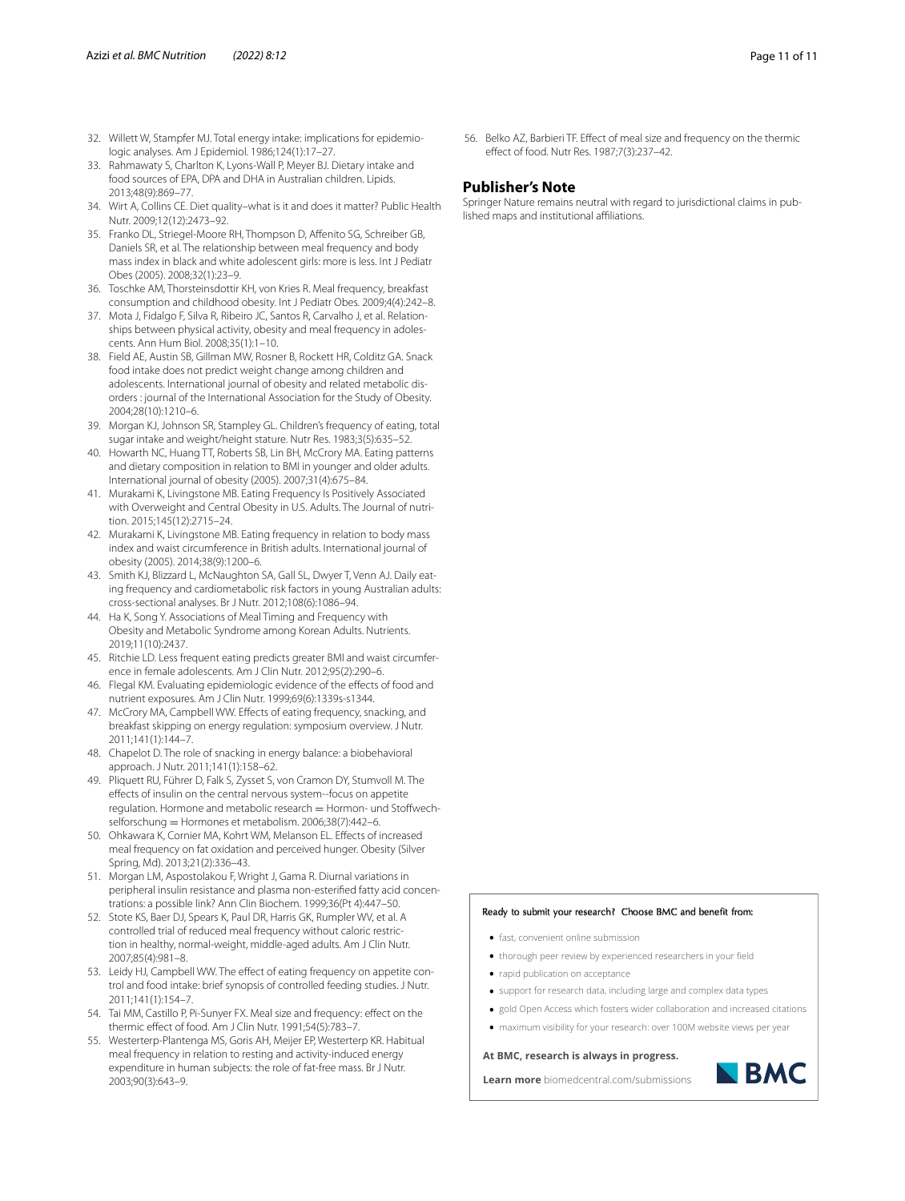32. Willett W, Stampfer MJ. Total energy intake: implications for epidemiologic analyses. Am J Epidemiol. 1986;124(1):17–27.
33. Rahmawaty S, Charlton K, Lyons-Wall P, Meyer BJ. Dietary intake and food sources of EPA, DPA and DHA in Australian children. Lipids. 2013;48(9):869–77.
34. Wirt A, Collins CE. Diet quality–what is it and does it matter? Public Health Nutr. 2009;12(12):2473–92.
35. Franko DL, Striegel-Moore RH, Thompson D, Affenito SG, Schreiber GB, Daniels SR, et al. The relationship between meal frequency and body mass index in black and white adolescent girls: more is less. Int J Pediatr Obes (2005). 2008;32(1):23–9.
36. Toschke AM, Thorsteinsdottir KH, von Kries R. Meal frequency, breakfast consumption and childhood obesity. Int J Pediatr Obes. 2009;4(4):242–8.
37. Mota J, Fidalgo F, Silva R, Ribeiro JC, Santos R, Carvalho J, et al. Relationships between physical activity, obesity and meal frequency in adolescents. Ann Hum Biol. 2008;35(1):1–10.
38. Field AE, Austin SB, Gillman MW, Rosner B, Rockett HR, Colditz GA. Snack food intake does not predict weight change among children and adolescents. International journal of obesity and related metabolic disorders : journal of the International Association for the Study of Obesity. 2004;28(10):1210–6.
39. Morgan KJ, Johnson SR, Stampley GL. Children's frequency of eating, total sugar intake and weight/height stature. Nutr Res. 1983;3(5):635–52.
40. Howarth NC, Huang TT, Roberts SB, Lin BH, McCrory MA. Eating patterns and dietary composition in relation to BMI in younger and older adults. International journal of obesity (2005). 2007;31(4):675–84.
41. Murakami K, Livingstone MB. Eating Frequency Is Positively Associated with Overweight and Central Obesity in U.S. Adults. The Journal of nutrition. 2015;145(12):2715–24.
42. Murakami K, Livingstone MB. Eating frequency in relation to body mass index and waist circumference in British adults. International journal of obesity (2005). 2014;38(9):1200–6.
43. Smith KJ, Blizzard L, McNaughton SA, Gall SL, Dwyer T, Venn AJ. Daily eating frequency and cardiometabolic risk factors in young Australian adults: cross-sectional analyses. Br J Nutr. 2012;108(6):1086–94.
44. Ha K, Song Y. Associations of Meal Timing and Frequency with Obesity and Metabolic Syndrome among Korean Adults. Nutrients. 2019;11(10):2437.
45. Ritchie LD. Less frequent eating predicts greater BMI and waist circumference in female adolescents. Am J Clin Nutr. 2012;95(2):290–6.
46. Flegal KM. Evaluating epidemiologic evidence of the effects of food and nutrient exposures. Am J Clin Nutr. 1999;69(6):1339s-s1344.
47. McCrory MA, Campbell WW. Effects of eating frequency, snacking, and breakfast skipping on energy regulation: symposium overview. J Nutr. 2011;141(1):144–7.
48. Chapelot D. The role of snacking in energy balance: a biobehavioral approach. J Nutr. 2011;141(1):158–62.
49. Pliquett RU, Führer D, Falk S, Zysset S, von Cramon DY, Stumvoll M. The effects of insulin on the central nervous system--focus on appetite regulation. Hormone and metabolic research = Hormon- und Stoffwechselforschung = Hormones et metabolism. 2006;38(7):442–6.
50. Ohkawara K, Cornier MA, Kohrt WM, Melanson EL. Effects of increased meal frequency on fat oxidation and perceived hunger. Obesity (Silver Spring, Md). 2013;21(2):336–43.
51. Morgan LM, Aspostolakou F, Wright J, Gama R. Diurnal variations in peripheral insulin resistance and plasma non-esterified fatty acid concentrations: a possible link? Ann Clin Biochem. 1999;36(Pt 4):447–50.
52. Stote KS, Baer DJ, Spears K, Paul DR, Harris GK, Rumpler WV, et al. A controlled trial of reduced meal frequency without caloric restriction in healthy, normal-weight, middle-aged adults. Am J Clin Nutr. 2007;85(4):981–8.
53. Leidy HJ, Campbell WW. The effect of eating frequency on appetite control and food intake: brief synopsis of controlled feeding studies. J Nutr. 2011;141(1):154–7.
54. Tai MM, Castillo P, Pi-Sunyer FX. Meal size and frequency: effect on the thermic effect of food. Am J Clin Nutr. 1991;54(5):783–7.
55. Westerterp-Plantenga MS, Goris AH, Meijer EP, Westerterp KR. Habitual meal frequency in relation to resting and activity-induced energy expenditure in human subjects: the role of fat-free mass. Br J Nutr. 2003;90(3):643–9.
56. Belko AZ, Barbieri TF. Effect of meal size and frequency on the thermic effect of food. Nutr Res. 1987;7(3):237–42.

## Publisher's Note

Springer Nature remains neutral with regard to jurisdictional claims in published maps and institutional affiliations.

Ready to submit your research? Choose BMC and benefit from:

- fast, convenient online submission
- thorough peer review by experienced researchers in your field
- rapid publication on acceptance
- support for research data, including large and complex data types
- gold Open Access which fosters wider collaboration and increased citations
- maximum visibility for your research: over 100M website views per year

**At BMC, research is always in progress.**

**Learn more** biomedcentral.com/submissions